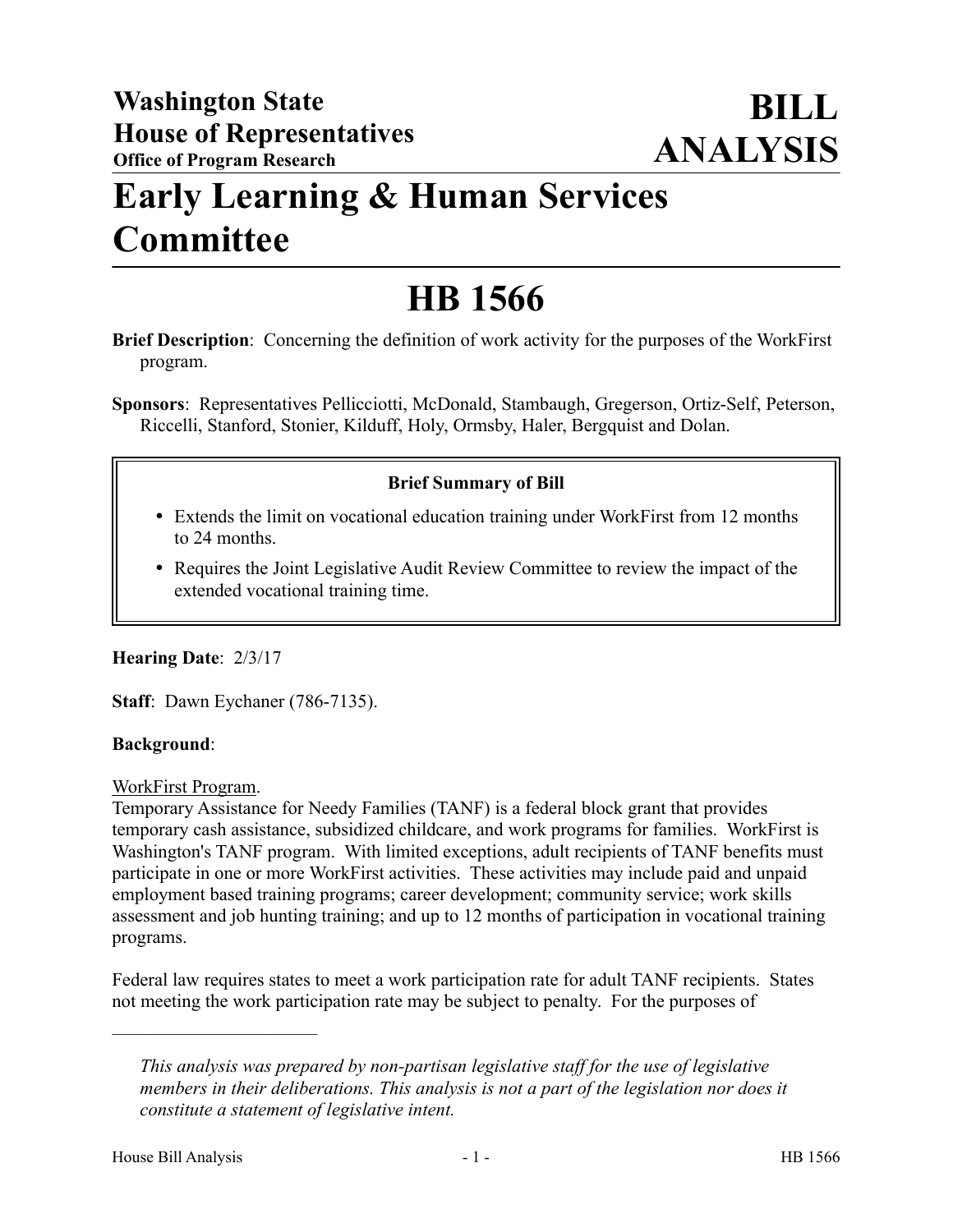**Washington State House of Representatives**
**Office of Program Research**

# BILL ANALYSIS

# Early Learning & Human Services Committee

# HB 1566

**Brief Description**: Concerning the definition of work activity for the purposes of the WorkFirst program.

**Sponsors**: Representatives Pellicciotti, McDonald, Stambaugh, Gregerson, Ortiz-Self, Peterson, Riccelli, Stanford, Stonier, Kilduff, Holy, Ormsby, Haler, Bergquist and Dolan.

**Brief Summary of Bill**

- Extends the limit on vocational education training under WorkFirst from 12 months to 24 months.
- Requires the Joint Legislative Audit Review Committee to review the impact of the extended vocational training time.

**Hearing Date**: 2/3/17

**Staff**: Dawn Eychaner (786-7135).

**Background**:

<u>WorkFirst Program</u>.

Temporary Assistance for Needy Families (TANF) is a federal block grant that provides temporary cash assistance, subsidized childcare, and work programs for families. WorkFirst is Washington's TANF program. With limited exceptions, adult recipients of TANF benefits must participate in one or more WorkFirst activities. These activities may include paid and unpaid employment based training programs; career development; community service; work skills assessment and job hunting training; and up to 12 months of participation in vocational training programs.

Federal law requires states to meet a work participation rate for adult TANF recipients. States not meeting the work participation rate may be subject to penalty. For the purposes of

---

*This analysis was prepared by non-partisan legislative staff for the use of legislative members in their deliberations. This analysis is not a part of the legislation nor does it constitute a statement of legislative intent.*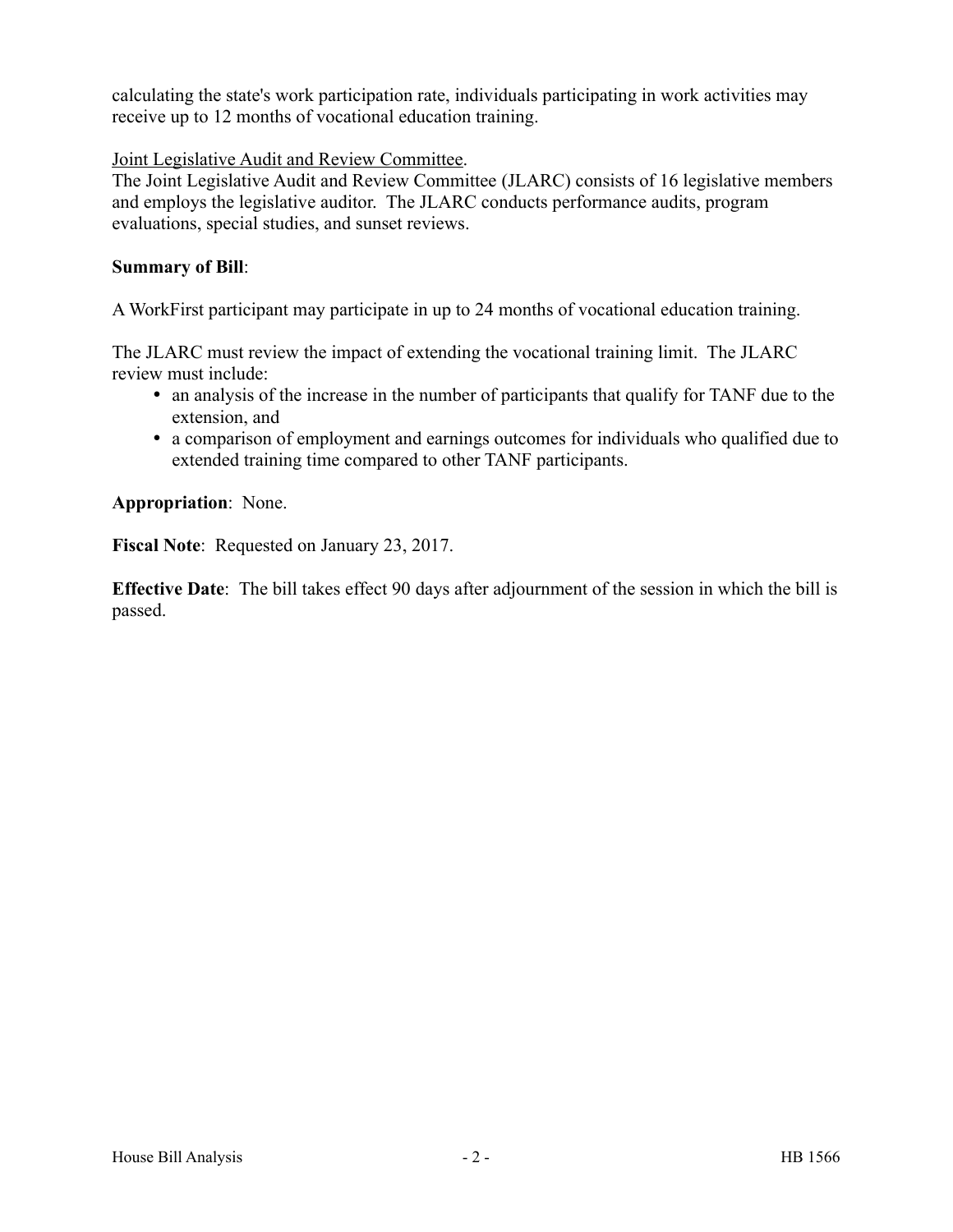calculating the state's work participation rate, individuals participating in work activities may receive up to 12 months of vocational education training.

Joint Legislative Audit and Review Committee.
The Joint Legislative Audit and Review Committee (JLARC) consists of 16 legislative members and employs the legislative auditor. The JLARC conducts performance audits, program evaluations, special studies, and sunset reviews.

**Summary of Bill**:

A WorkFirst participant may participate in up to 24 months of vocational education training.

The JLARC must review the impact of extending the vocational training limit. The JLARC review must include:

- an analysis of the increase in the number of participants that qualify for TANF due to the extension, and
- a comparison of employment and earnings outcomes for individuals who qualified due to extended training time compared to other TANF participants.

**Appropriation**: None.

**Fiscal Note**: Requested on January 23, 2017.

**Effective Date**: The bill takes effect 90 days after adjournment of the session in which the bill is passed.